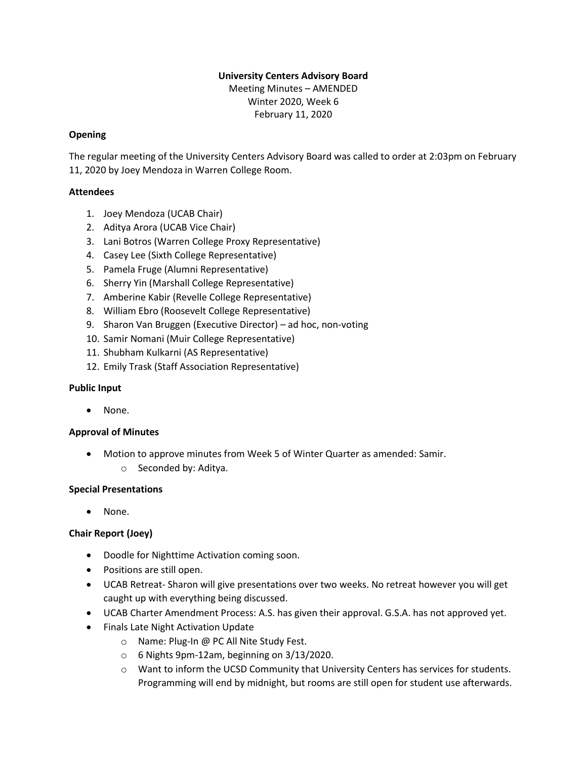**University Centers Advisory Board**

Meeting Minutes – AMENDED

Winter 2020, Week 6

February 11, 2020

**Opening**

The regular meeting of the University Centers Advisory Board was called to order at 2:03pm on February 11, 2020 by Joey Mendoza in Warren College Room.

**Attendees**

1. Joey Mendoza (UCAB Chair)
2. Aditya Arora (UCAB Vice Chair)
3. Lani Botros (Warren College Proxy Representative)
4. Casey Lee (Sixth College Representative)
5. Pamela Fruge (Alumni Representative)
6. Sherry Yin (Marshall College Representative)
7. Amberine Kabir (Revelle College Representative)
8. William Ebro (Roosevelt College Representative)
9. Sharon Van Bruggen (Executive Director) – ad hoc, non-voting
10. Samir Nomani (Muir College Representative)
11. Shubham Kulkarni (AS Representative)
12. Emily Trask (Staff Association Representative)

**Public Input**

- None.

**Approval of Minutes**

- Motion to approve minutes from Week 5 of Winter Quarter as amended: Samir.
    - Seconded by: Aditya.

**Special Presentations**

- None.

**Chair Report (Joey)**

- Doodle for Nighttime Activation coming soon.
- Positions are still open.
- UCAB Retreat- Sharon will give presentations over two weeks. No retreat however you will get caught up with everything being discussed.
- UCAB Charter Amendment Process: A.S. has given their approval. G.S.A. has not approved yet.
- Finals Late Night Activation Update
    - Name: Plug-In @ PC All Nite Study Fest.
    - 6 Nights 9pm-12am, beginning on 3/13/2020.
    - Want to inform the UCSD Community that University Centers has services for students. Programming will end by midnight, but rooms are still open for student use afterwards.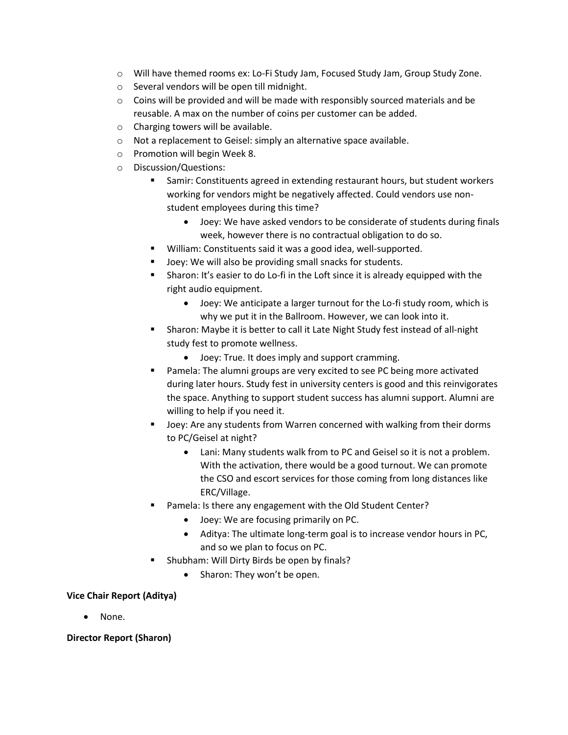- Will have themed rooms ex: Lo-Fi Study Jam, Focused Study Jam, Group Study Zone.
- Several vendors will be open till midnight.
- Coins will be provided and will be made with responsibly sourced materials and be reusable. A max on the number of coins per customer can be added.
- Charging towers will be available.
- Not a replacement to Geisel: simply an alternative space available.
- Promotion will begin Week 8.
- Discussion/Questions:
  - Samir: Constituents agreed in extending restaurant hours, but student workers working for vendors might be negatively affected. Could vendors use non-student employees during this time?
    - Joey: We have asked vendors to be considerate of students during finals week, however there is no contractual obligation to do so.
  - William: Constituents said it was a good idea, well-supported.
  - Joey: We will also be providing small snacks for students.
  - Sharon: It's easier to do Lo-fi in the Loft since it is already equipped with the right audio equipment.
    - Joey: We anticipate a larger turnout for the Lo-fi study room, which is why we put it in the Ballroom. However, we can look into it.
  - Sharon: Maybe it is better to call it Late Night Study fest instead of all-night study fest to promote wellness.
    - Joey: True. It does imply and support cramming.
  - Pamela: The alumni groups are very excited to see PC being more activated during later hours. Study fest in university centers is good and this reinvigorates the space. Anything to support student success has alumni support. Alumni are willing to help if you need it.
  - Joey: Are any students from Warren concerned with walking from their dorms to PC/Geisel at night?
    - Lani: Many students walk from to PC and Geisel so it is not a problem. With the activation, there would be a good turnout. We can promote the CSO and escort services for those coming from long distances like ERC/Village.
  - Pamela: Is there any engagement with the Old Student Center?
    - Joey: We are focusing primarily on PC.
    - Aditya: The ultimate long-term goal is to increase vendor hours in PC, and so we plan to focus on PC.
  - Shubham: Will Dirty Birds be open by finals?
    - Sharon: They won't be open.

**Vice Chair Report (Aditya)**

- None.

**Director Report (Sharon)**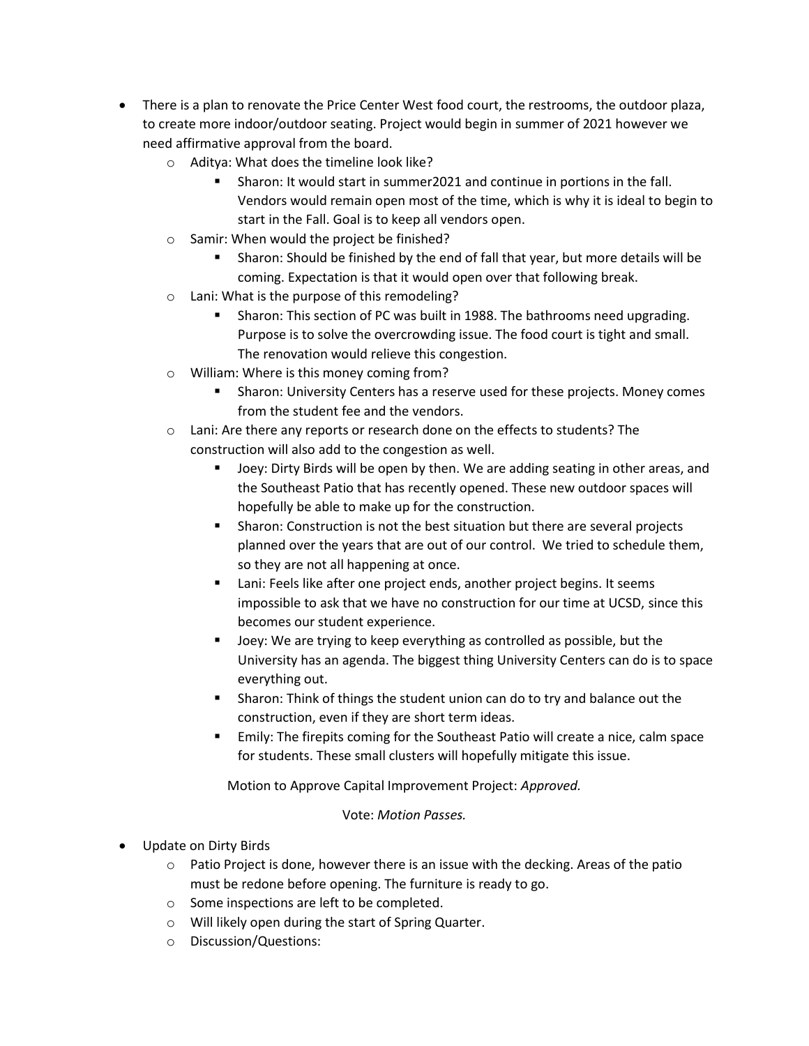- There is a plan to renovate the Price Center West food court, the restrooms, the outdoor plaza, to create more indoor/outdoor seating. Project would begin in summer of 2021 however we need affirmative approval from the board.
    - Aditya: What does the timeline look like?
        - Sharon: It would start in summer2021 and continue in portions in the fall. Vendors would remain open most of the time, which is why it is ideal to begin to start in the Fall. Goal is to keep all vendors open.
    - Samir: When would the project be finished?
        - Sharon: Should be finished by the end of fall that year, but more details will be coming. Expectation is that it would open over that following break.
    - Lani: What is the purpose of this remodeling?
        - Sharon: This section of PC was built in 1988. The bathrooms need upgrading. Purpose is to solve the overcrowding issue. The food court is tight and small. The renovation would relieve this congestion.
    - William: Where is this money coming from?
        - Sharon: University Centers has a reserve used for these projects. Money comes from the student fee and the vendors.
    - Lani: Are there any reports or research done on the effects to students? The construction will also add to the congestion as well.
        - Joey: Dirty Birds will be open by then. We are adding seating in other areas, and the Southeast Patio that has recently opened. These new outdoor spaces will hopefully be able to make up for the construction.
        - Sharon: Construction is not the best situation but there are several projects planned over the years that are out of our control. We tried to schedule them, so they are not all happening at once.
        - Lani: Feels like after one project ends, another project begins. It seems impossible to ask that we have no construction for our time at UCSD, since this becomes our student experience.
        - Joey: We are trying to keep everything as controlled as possible, but the University has an agenda. The biggest thing University Centers can do is to space everything out.
        - Sharon: Think of things the student union can do to try and balance out the construction, even if they are short term ideas.
        - Emily: The firepits coming for the Southeast Patio will create a nice, calm space for students. These small clusters will hopefully mitigate this issue.

    Motion to Approve Capital Improvement Project: *Approved.*

    Vote: *Motion Passes.*

- Update on Dirty Birds
    - Patio Project is done, however there is an issue with the decking. Areas of the patio must be redone before opening. The furniture is ready to go.
    - Some inspections are left to be completed.
    - Will likely open during the start of Spring Quarter.
    - Discussion/Questions: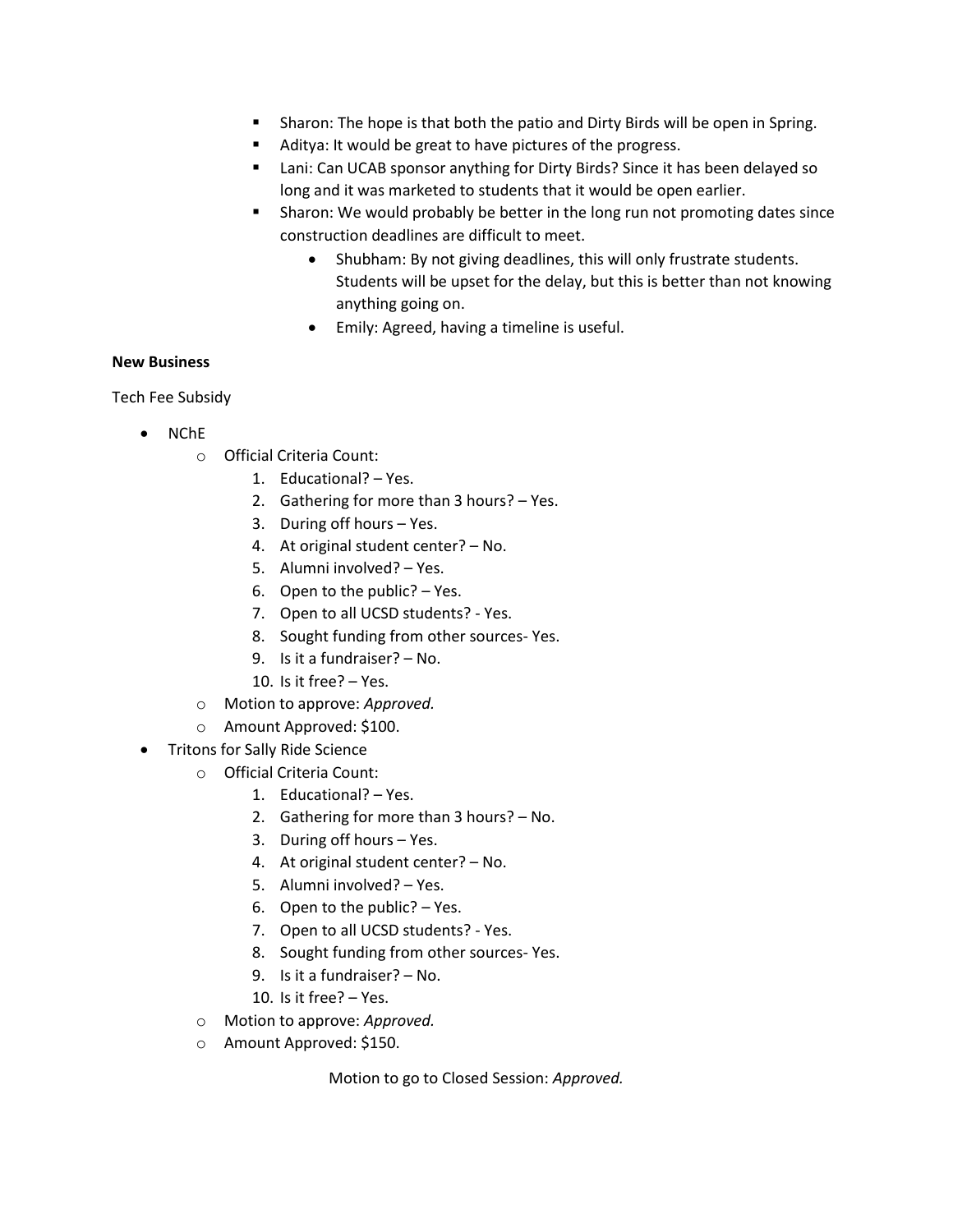- Sharon: The hope is that both the patio and Dirty Birds will be open in Spring.
        - Aditya: It would be great to have pictures of the progress.
        - Lani: Can UCAB sponsor anything for Dirty Birds? Since it has been delayed so long and it was marketed to students that it would be open earlier.
        - Sharon: We would probably be better in the long run not promoting dates since construction deadlines are difficult to meet.
            - Shubham: By not giving deadlines, this will only frustrate students. Students will be upset for the delay, but this is better than not knowing anything going on.
            - Emily: Agreed, having a timeline is useful.

**New Business**

Tech Fee Subsidy

- NChE
    - Official Criteria Count:
        1. Educational? – Yes.
        2. Gathering for more than 3 hours? – Yes.
        3. During off hours – Yes.
        4. At original student center? – No.
        5. Alumni involved? – Yes.
        6. Open to the public? – Yes.
        7. Open to all UCSD students? - Yes.
        8. Sought funding from other sources- Yes.
        9. Is it a fundraiser? – No.
        10. Is it free? – Yes.
    - Motion to approve: *Approved.*
    - Amount Approved: $100.
- Tritons for Sally Ride Science
    - Official Criteria Count:
        1. Educational? – Yes.
        2. Gathering for more than 3 hours? – No.
        3. During off hours – Yes.
        4. At original student center? – No.
        5. Alumni involved? – Yes.
        6. Open to the public? – Yes.
        7. Open to all UCSD students? - Yes.
        8. Sought funding from other sources- Yes.
        9. Is it a fundraiser? – No.
        10. Is it free? – Yes.
    - Motion to approve: *Approved.*
    - Amount Approved: $150.

Motion to go to Closed Session: *Approved.*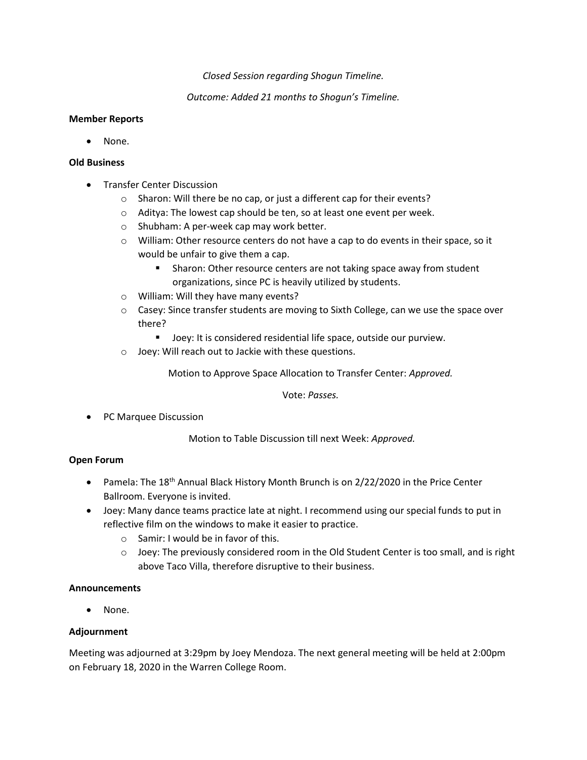*Closed Session regarding Shogun Timeline.*

*Outcome: Added 21 months to Shogun's Timeline.*

**Member Reports**

- None.

**Old Business**

- Transfer Center Discussion
  - Sharon: Will there be no cap, or just a different cap for their events?
  - Aditya: The lowest cap should be ten, so at least one event per week.
  - Shubham: A per-week cap may work better.
  - William: Other resource centers do not have a cap to do events in their space, so it would be unfair to give them a cap.
    - Sharon: Other resource centers are not taking space away from student organizations, since PC is heavily utilized by students.
  - William: Will they have many events?
  - Casey: Since transfer students are moving to Sixth College, can we use the space over there?
    - Joey: It is considered residential life space, outside our purview.
  - Joey: Will reach out to Jackie with these questions.

Motion to Approve Space Allocation to Transfer Center: *Approved.*

Vote: *Passes.*

- PC Marquee Discussion

Motion to Table Discussion till next Week: *Approved.*

**Open Forum**

- Pamela: The 18th Annual Black History Month Brunch is on 2/22/2020 in the Price Center Ballroom. Everyone is invited.
- Joey: Many dance teams practice late at night. I recommend using our special funds to put in reflective film on the windows to make it easier to practice.
  - Samir: I would be in favor of this.
  - Joey: The previously considered room in the Old Student Center is too small, and is right above Taco Villa, therefore disruptive to their business.

**Announcements**

- None.

**Adjournment**

Meeting was adjourned at 3:29pm by Joey Mendoza. The next general meeting will be held at 2:00pm on February 18, 2020 in the Warren College Room.